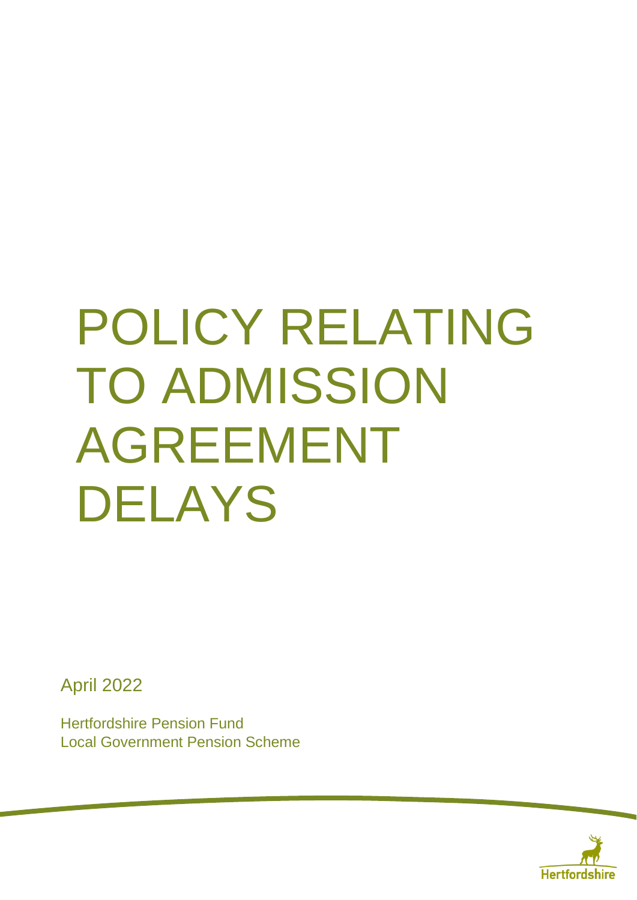# POLICY RELATING TO ADMISSION AGREEMENT DELAYS

April 2022

Hertfordshire Pension Fund
Local Government Pension Scheme

Hertfordshire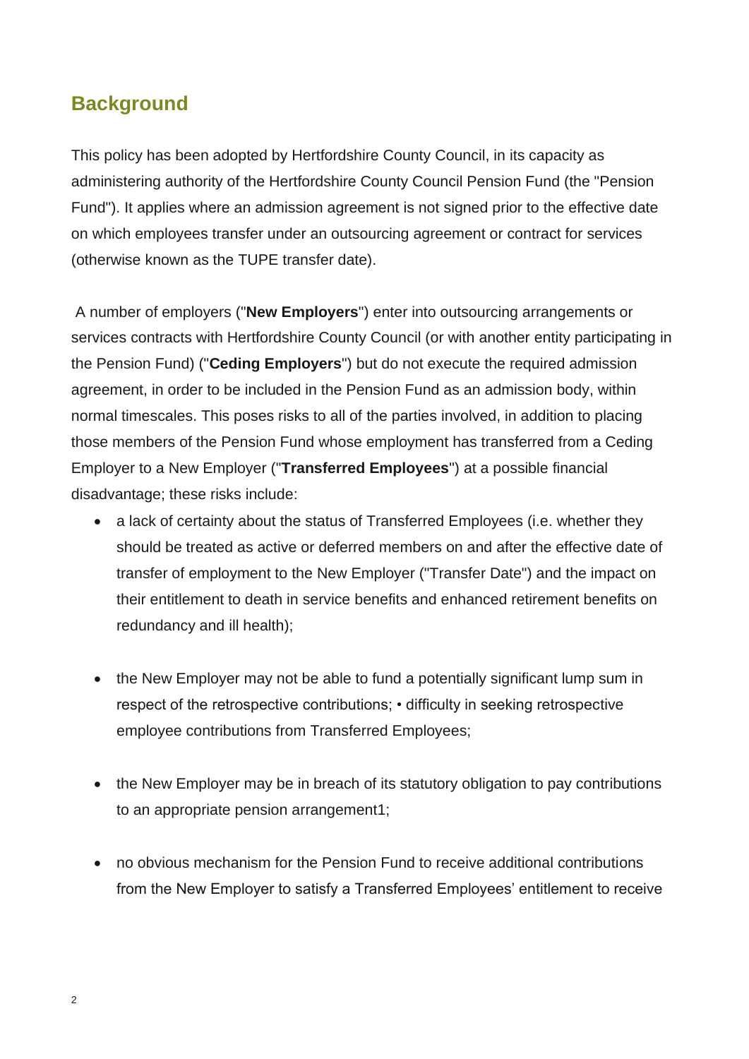## Background

This policy has been adopted by Hertfordshire County Council, in its capacity as administering authority of the Hertfordshire County Council Pension Fund (the "Pension Fund"). It applies where an admission agreement is not signed prior to the effective date on which employees transfer under an outsourcing agreement or contract for services (otherwise known as the TUPE transfer date).

A number of employers ("**New Employers**") enter into outsourcing arrangements or services contracts with Hertfordshire County Council (or with another entity participating in the Pension Fund) ("**Ceding Employers**") but do not execute the required admission agreement, in order to be included in the Pension Fund as an admission body, within normal timescales. This poses risks to all of the parties involved, in addition to placing those members of the Pension Fund whose employment has transferred from a Ceding Employer to a New Employer ("**Transferred Employees**") at a possible financial disadvantage; these risks include:

- a lack of certainty about the status of Transferred Employees (i.e. whether they should be treated as active or deferred members on and after the effective date of transfer of employment to the New Employer ("Transfer Date") and the impact on their entitlement to death in service benefits and enhanced retirement benefits on redundancy and ill health);

- the New Employer may not be able to fund a potentially significant lump sum in respect of the retrospective contributions; • difficulty in seeking retrospective employee contributions from Transferred Employees;

- the New Employer may be in breach of its statutory obligation to pay contributions to an appropriate pension arrangement[1];

- no obvious mechanism for the Pension Fund to receive additional contributions from the New Employer to satisfy a Transferred Employees' entitlement to receive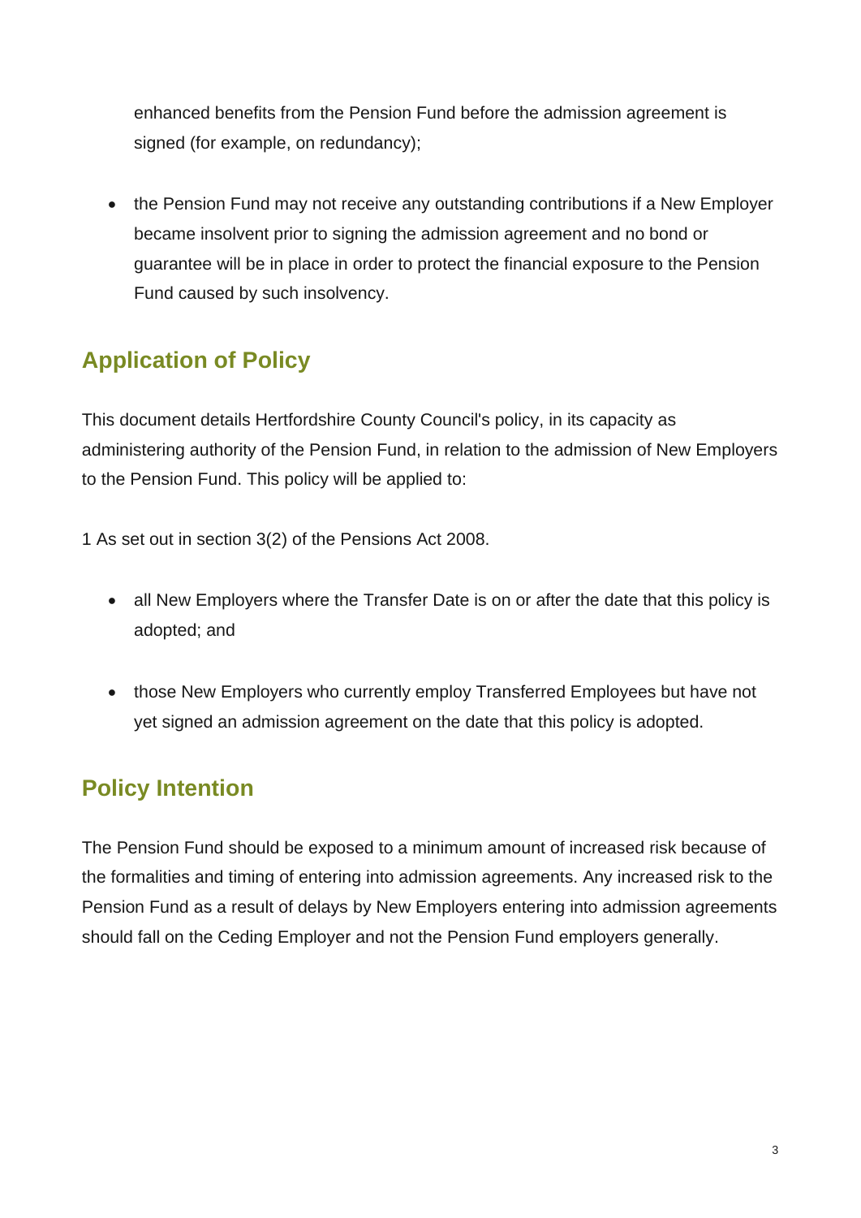enhanced benefits from the Pension Fund before the admission agreement is signed (for example, on redundancy);

- the Pension Fund may not receive any outstanding contributions if a New Employer became insolvent prior to signing the admission agreement and no bond or guarantee will be in place in order to protect the financial exposure to the Pension Fund caused by such insolvency.

## Application of Policy

This document details Hertfordshire County Council's policy, in its capacity as administering authority of the Pension Fund, in relation to the admission of New Employers to the Pension Fund. This policy will be applied to:

1 As set out in section 3(2) of the Pensions Act 2008.

- all New Employers where the Transfer Date is on or after the date that this policy is adopted; and

- those New Employers who currently employ Transferred Employees but have not yet signed an admission agreement on the date that this policy is adopted.

## Policy Intention

The Pension Fund should be exposed to a minimum amount of increased risk because of the formalities and timing of entering into admission agreements. Any increased risk to the Pension Fund as a result of delays by New Employers entering into admission agreements should fall on the Ceding Employer and not the Pension Fund employers generally.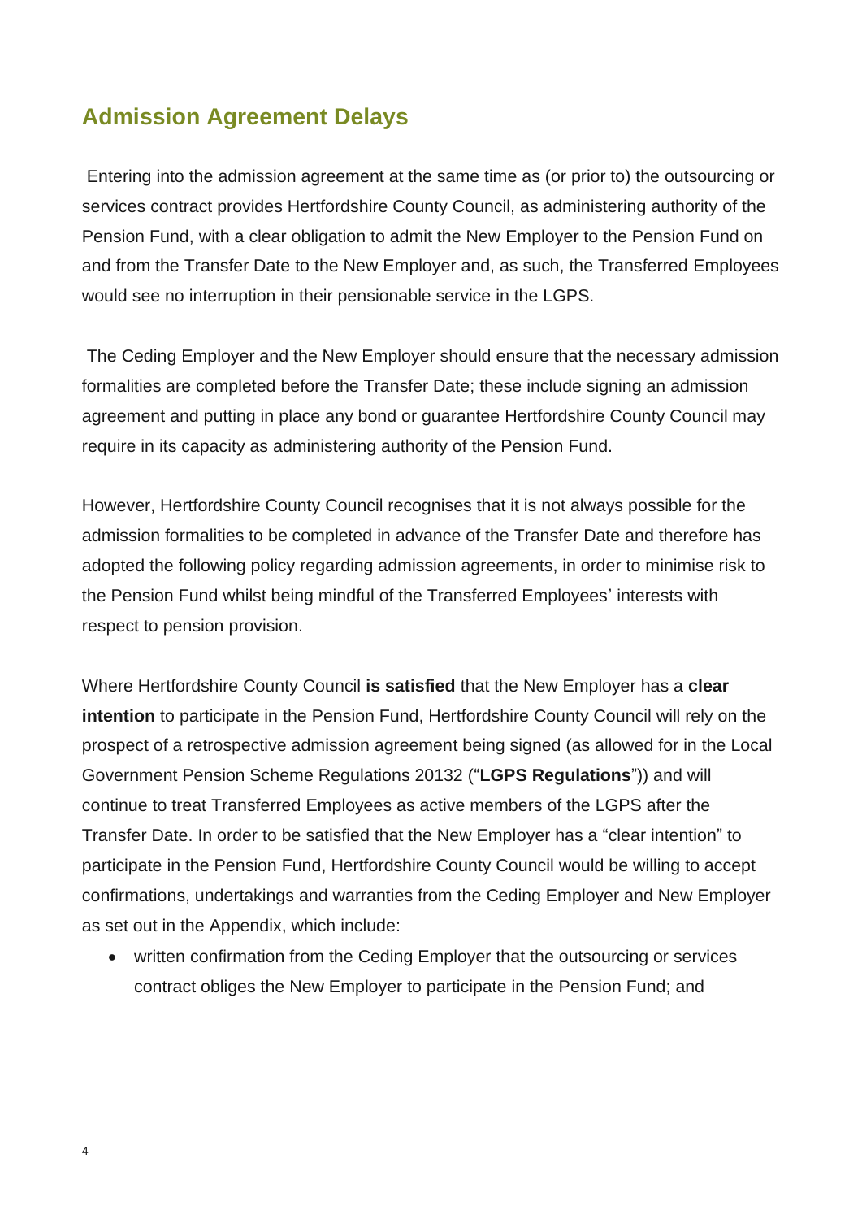## Admission Agreement Delays

Entering into the admission agreement at the same time as (or prior to) the outsourcing or services contract provides Hertfordshire County Council, as administering authority of the Pension Fund, with a clear obligation to admit the New Employer to the Pension Fund on and from the Transfer Date to the New Employer and, as such, the Transferred Employees would see no interruption in their pensionable service in the LGPS.

The Ceding Employer and the New Employer should ensure that the necessary admission formalities are completed before the Transfer Date; these include signing an admission agreement and putting in place any bond or guarantee Hertfordshire County Council may require in its capacity as administering authority of the Pension Fund.

However, Hertfordshire County Council recognises that it is not always possible for the admission formalities to be completed in advance of the Transfer Date and therefore has adopted the following policy regarding admission agreements, in order to minimise risk to the Pension Fund whilst being mindful of the Transferred Employees' interests with respect to pension provision.

Where Hertfordshire County Council **is satisfied** that the New Employer has a **clear intention** to participate in the Pension Fund, Hertfordshire County Council will rely on the prospect of a retrospective admission agreement being signed (as allowed for in the Local Government Pension Scheme Regulations 20132 ("**LGPS Regulations**")) and will continue to treat Transferred Employees as active members of the LGPS after the Transfer Date. In order to be satisfied that the New Employer has a "clear intention" to participate in the Pension Fund, Hertfordshire County Council would be willing to accept confirmations, undertakings and warranties from the Ceding Employer and New Employer as set out in the Appendix, which include:

- written confirmation from the Ceding Employer that the outsourcing or services contract obliges the New Employer to participate in the Pension Fund; and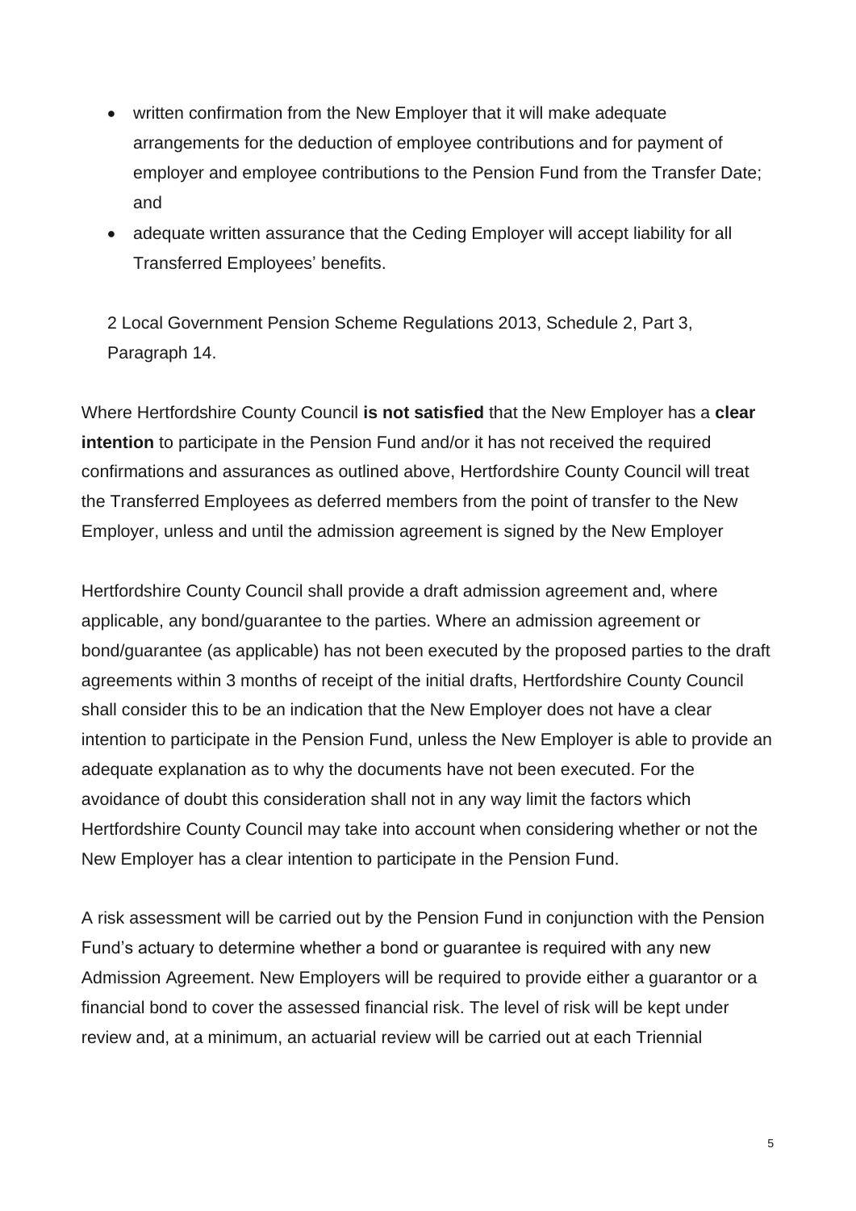- written confirmation from the New Employer that it will make adequate arrangements for the deduction of employee contributions and for payment of employer and employee contributions to the Pension Fund from the Transfer Date; and
- adequate written assurance that the Ceding Employer will accept liability for all Transferred Employees' benefits.

2 Local Government Pension Scheme Regulations 2013, Schedule 2, Part 3, Paragraph 14.

Where Hertfordshire County Council **is not satisfied** that the New Employer has a **clear intention** to participate in the Pension Fund and/or it has not received the required confirmations and assurances as outlined above, Hertfordshire County Council will treat the Transferred Employees as deferred members from the point of transfer to the New Employer, unless and until the admission agreement is signed by the New Employer

Hertfordshire County Council shall provide a draft admission agreement and, where applicable, any bond/guarantee to the parties. Where an admission agreement or bond/guarantee (as applicable) has not been executed by the proposed parties to the draft agreements within 3 months of receipt of the initial drafts, Hertfordshire County Council shall consider this to be an indication that the New Employer does not have a clear intention to participate in the Pension Fund, unless the New Employer is able to provide an adequate explanation as to why the documents have not been executed. For the avoidance of doubt this consideration shall not in any way limit the factors which Hertfordshire County Council may take into account when considering whether or not the New Employer has a clear intention to participate in the Pension Fund.

A risk assessment will be carried out by the Pension Fund in conjunction with the Pension Fund's actuary to determine whether a bond or guarantee is required with any new Admission Agreement. New Employers will be required to provide either a guarantor or a financial bond to cover the assessed financial risk. The level of risk will be kept under review and, at a minimum, an actuarial review will be carried out at each Triennial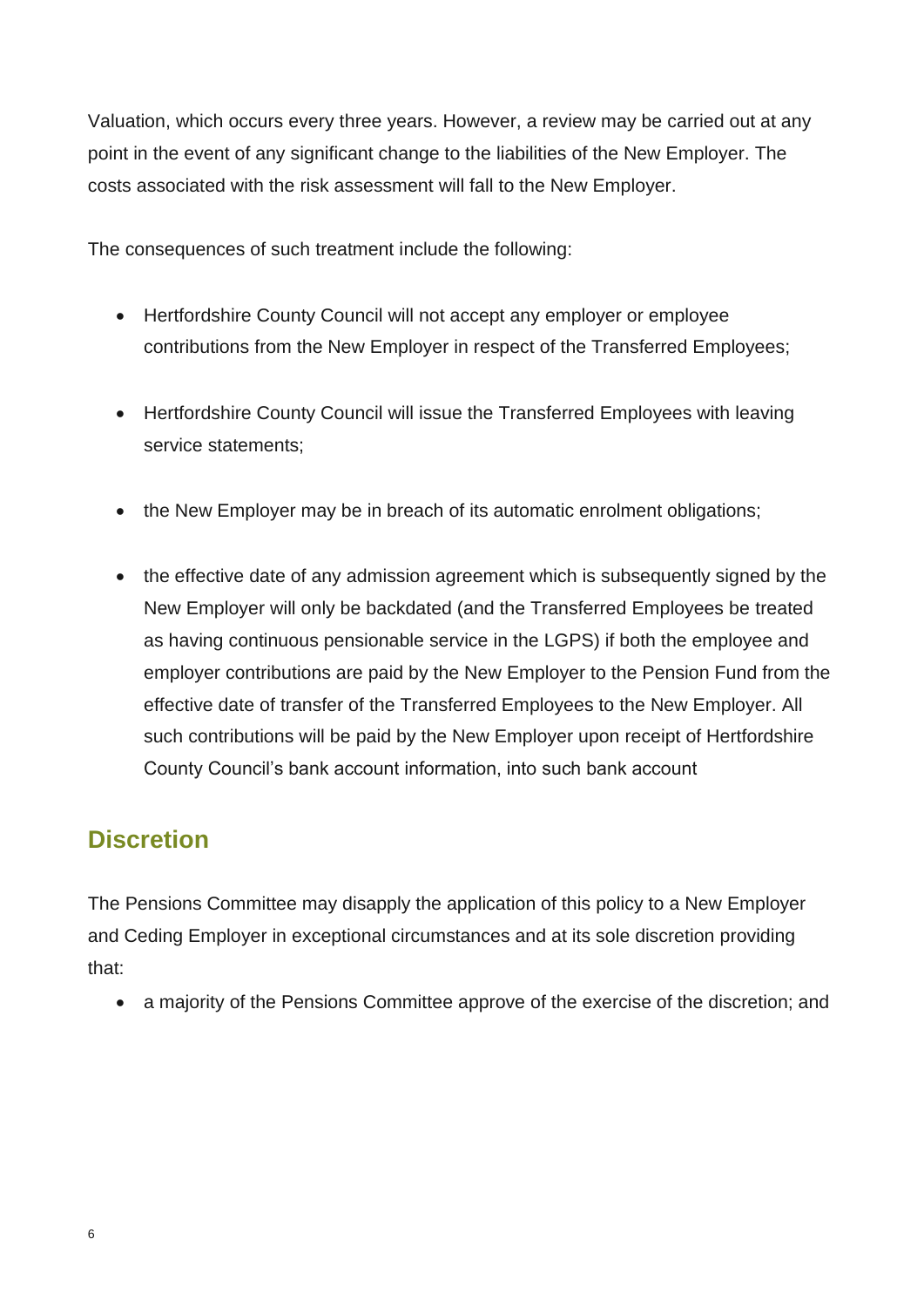Valuation, which occurs every three years. However, a review may be carried out at any point in the event of any significant change to the liabilities of the New Employer. The costs associated with the risk assessment will fall to the New Employer.

The consequences of such treatment include the following:

- Hertfordshire County Council will not accept any employer or employee contributions from the New Employer in respect of the Transferred Employees;
- Hertfordshire County Council will issue the Transferred Employees with leaving service statements;
- the New Employer may be in breach of its automatic enrolment obligations;
- the effective date of any admission agreement which is subsequently signed by the New Employer will only be backdated (and the Transferred Employees be treated as having continuous pensionable service in the LGPS) if both the employee and employer contributions are paid by the New Employer to the Pension Fund from the effective date of transfer of the Transferred Employees to the New Employer. All such contributions will be paid by the New Employer upon receipt of Hertfordshire County Council's bank account information, into such bank account

## Discretion

The Pensions Committee may disapply the application of this policy to a New Employer and Ceding Employer in exceptional circumstances and at its sole discretion providing that:

- a majority of the Pensions Committee approve of the exercise of the discretion; and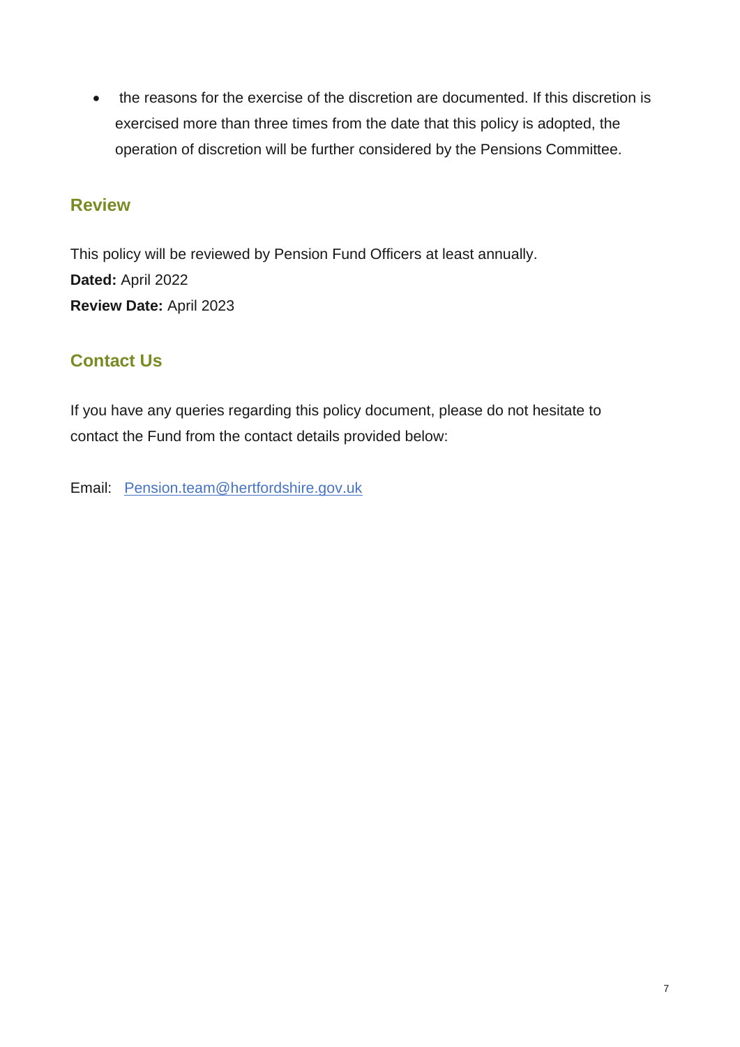- the reasons for the exercise of the discretion are documented. If this discretion is exercised more than three times from the date that this policy is adopted, the operation of discretion will be further considered by the Pensions Committee.

## Review

This policy will be reviewed by Pension Fund Officers at least annually.
**Dated:** April 2022
**Review Date:** April 2023

## Contact Us

If you have any queries regarding this policy document, please do not hesitate to contact the Fund from the contact details provided below:

Email: Pension.team@hertfordshire.gov.uk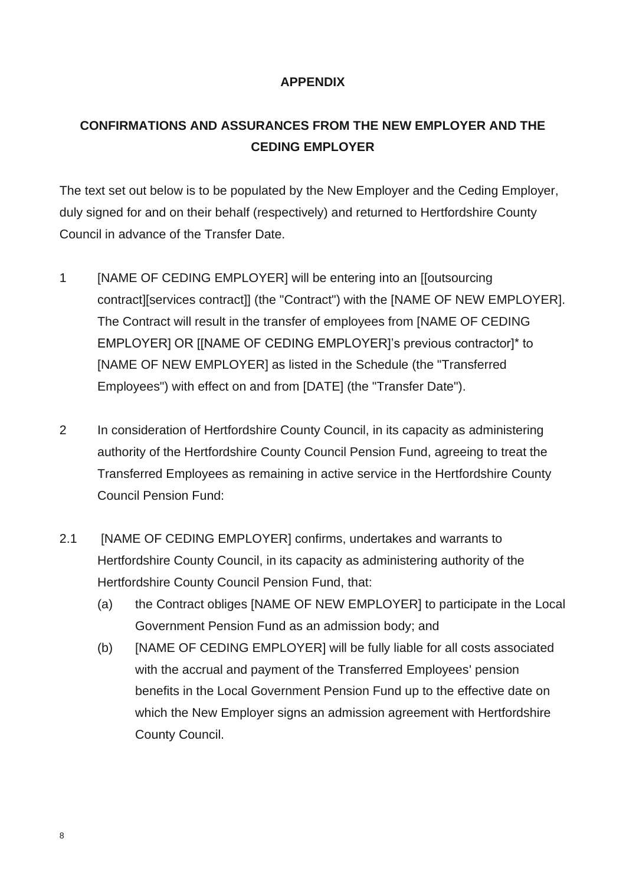**APPENDIX**

**CONFIRMATIONS AND ASSURANCES FROM THE NEW EMPLOYER AND THE CEDING EMPLOYER**

The text set out below is to be populated by the New Employer and the Ceding Employer, duly signed for and on their behalf (respectively) and returned to Hertfordshire County Council in advance of the Transfer Date.

1 [NAME OF CEDING EMPLOYER] will be entering into an [[outsourcing contract][services contract]] (the "Contract") with the [NAME OF NEW EMPLOYER]. The Contract will result in the transfer of employees from [NAME OF CEDING EMPLOYER] OR [[NAME OF CEDING EMPLOYER]'s previous contractor]* to [NAME OF NEW EMPLOYER] as listed in the Schedule (the "Transferred Employees") with effect on and from [DATE] (the "Transfer Date").

2 In consideration of Hertfordshire County Council, in its capacity as administering authority of the Hertfordshire County Council Pension Fund, agreeing to treat the Transferred Employees as remaining in active service in the Hertfordshire County Council Pension Fund:

2.1 [NAME OF CEDING EMPLOYER] confirms, undertakes and warrants to Hertfordshire County Council, in its capacity as administering authority of the Hertfordshire County Council Pension Fund, that:

(a) the Contract obliges [NAME OF NEW EMPLOYER] to participate in the Local Government Pension Fund as an admission body; and

(b) [NAME OF CEDING EMPLOYER] will be fully liable for all costs associated with the accrual and payment of the Transferred Employees' pension benefits in the Local Government Pension Fund up to the effective date on which the New Employer signs an admission agreement with Hertfordshire County Council.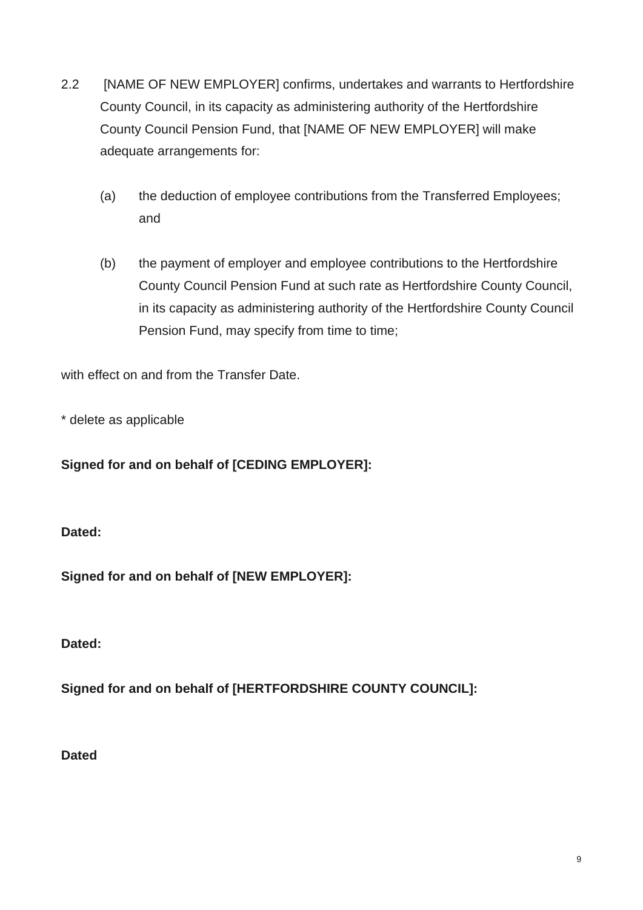2.2 [NAME OF NEW EMPLOYER] confirms, undertakes and warrants to Hertfordshire County Council, in its capacity as administering authority of the Hertfordshire County Council Pension Fund, that [NAME OF NEW EMPLOYER] will make adequate arrangements for:

   (a) the deduction of employee contributions from the Transferred Employees; and

   (b) the payment of employer and employee contributions to the Hertfordshire County Council Pension Fund at such rate as Hertfordshire County Council, in its capacity as administering authority of the Hertfordshire County Council Pension Fund, may specify from time to time;

with effect on and from the Transfer Date.

* delete as applicable

**Signed for and on behalf of [CEDING EMPLOYER]:**

**Dated:**

**Signed for and on behalf of [NEW EMPLOYER]:**

**Dated:**

**Signed for and on behalf of [HERTFORDSHIRE COUNTY COUNCIL]:**

**Dated**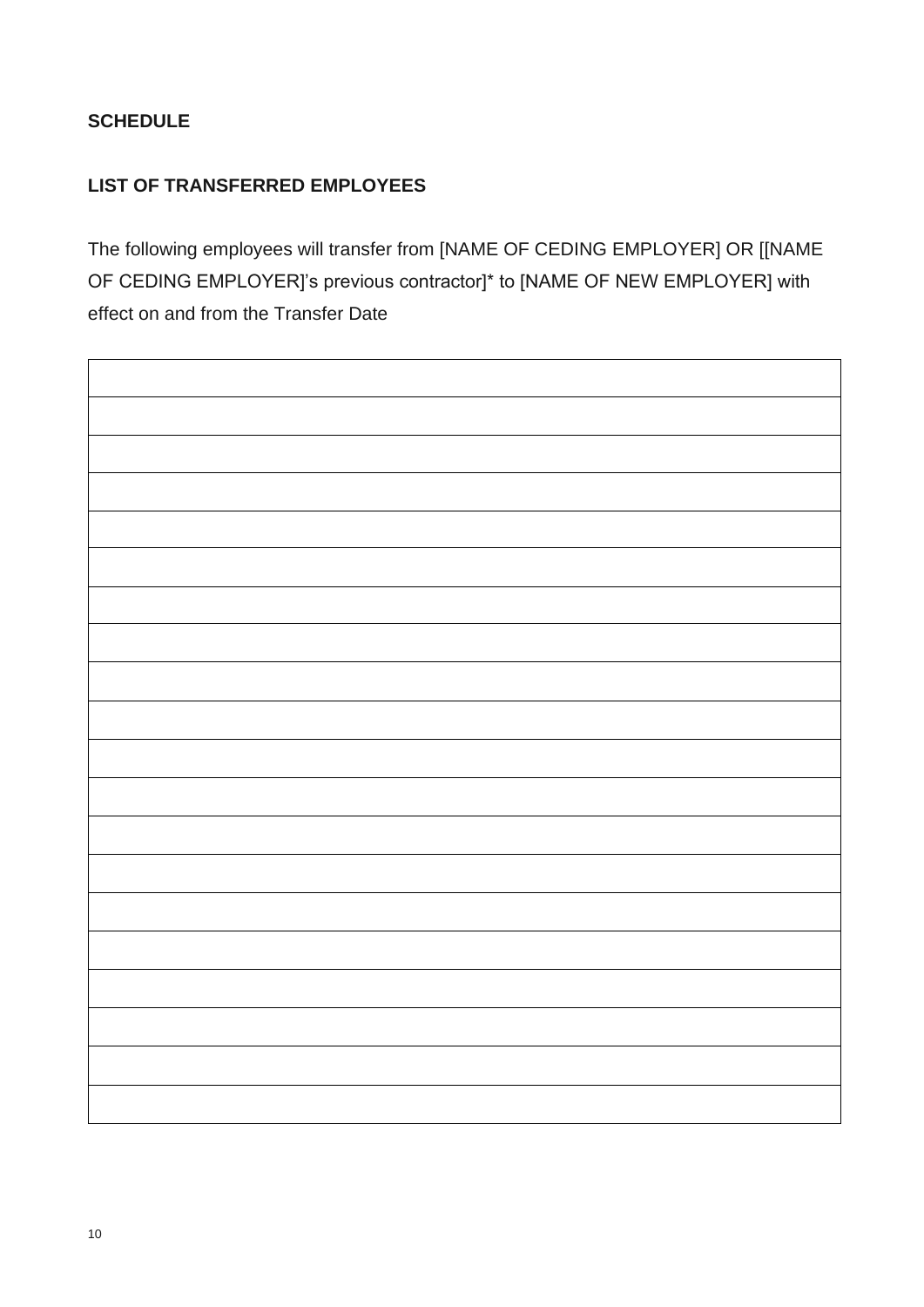**SCHEDULE**

**LIST OF TRANSFERRED EMPLOYEES**

The following employees will transfer from [NAME OF CEDING EMPLOYER] OR [[NAME OF CEDING EMPLOYER]'s previous contractor]* to [NAME OF NEW EMPLOYER] with effect on and from the Transfer Date

| |
|---|
| |
| |
| |
| |
| |
| |
| |
| |
| |
| |
| |
| |
| |
| |
| |
| |
| |
| |
| |